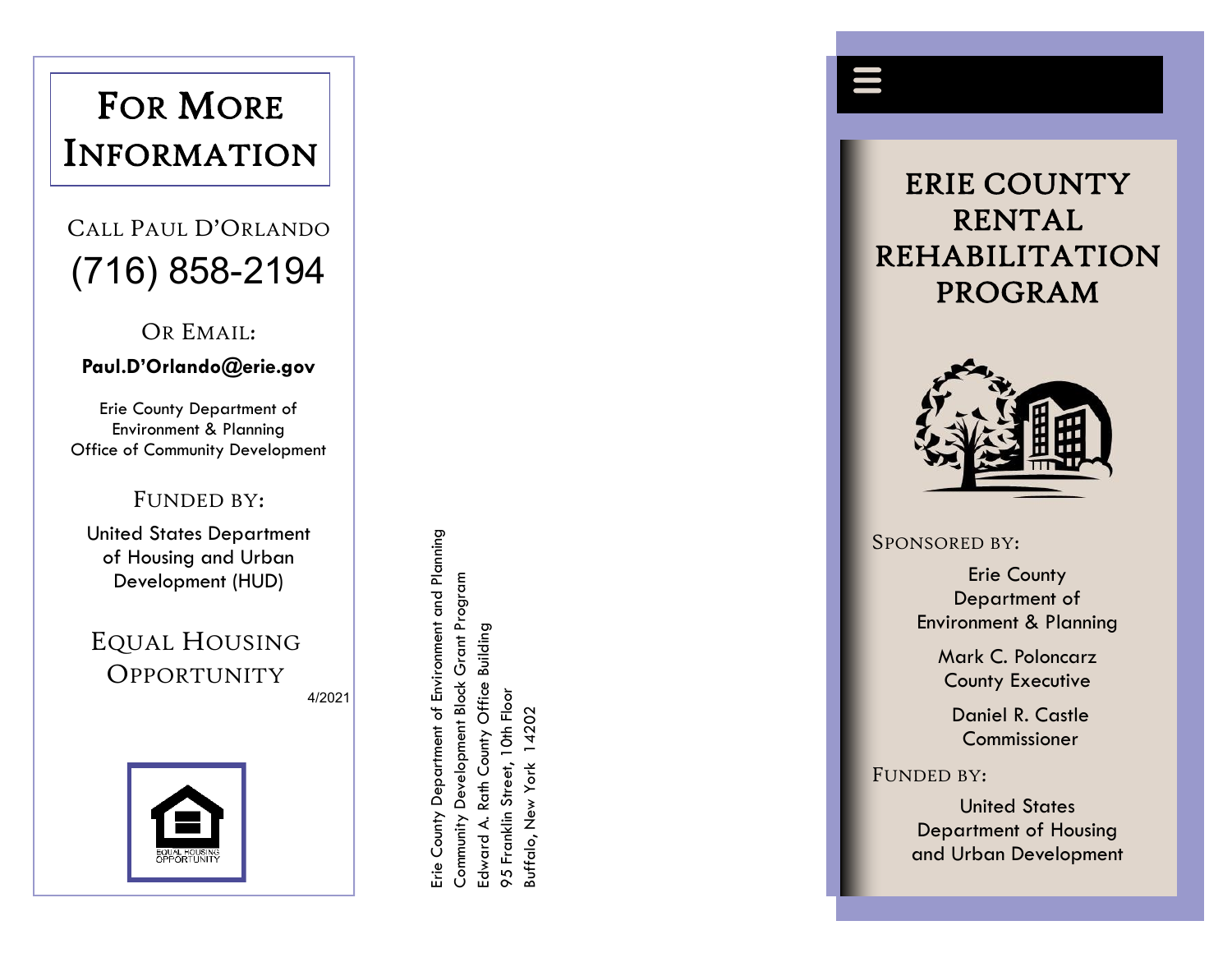# For More Information

CALL PAUL D'ORLANDO

(716) 858-2194

OR EMAIL:

**Paul.D'Orlando@erie.gov**

Erie County Department of
Environment & Planning
Office of Community Development

FUNDED BY:

United States Department
of Housing and Urban
Development (HUD)

EQUAL HOUSING
OPPORTUNITY

4/2021

EQUAL HOUSING OPPORTUNITY

Erie County Department of Environment and Planning
Community Development Block Grant Program
Edward A. Rath County Office Building
95 Franklin Street, 10th Floor
Buffalo, New York 14202

# ERIE COUNTY RENTAL REHABILITATION PROGRAM

SPONSORED BY:

Erie County
Department of
Environment & Planning

Mark C. Poloncarz
County Executive

Daniel R. Castle
Commissioner

FUNDED BY:

United States
Department of Housing
and Urban Development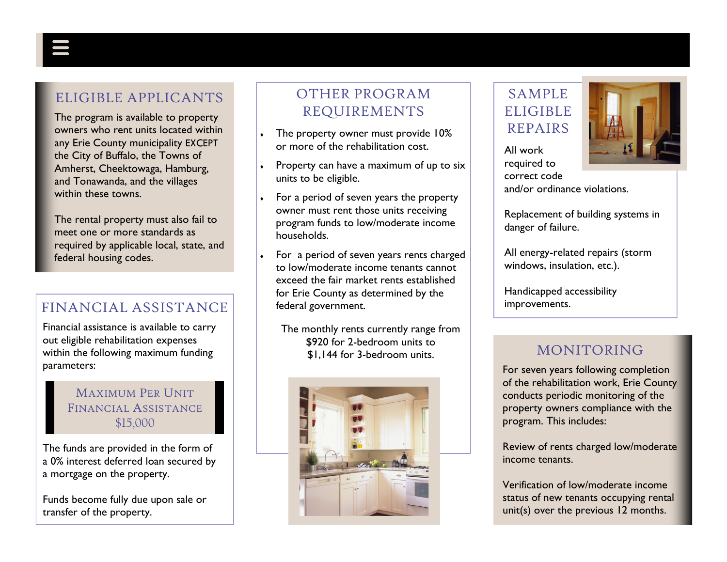## ELIGIBLE APPLICANTS

The program is available to property owners who rent units located within any Erie County municipality EXCEPT the City of Buffalo, the Towns of Amherst, Cheektowaga, Hamburg, and Tonawanda, and the villages within these towns.

The rental property must also fail to meet one or more standards as required by applicable local, state, and federal housing codes.

## FINANCIAL ASSISTANCE

Financial assistance is available to carry out eligible rehabilitation expenses within the following maximum funding parameters:

**Maximum Per Unit Financial Assistance**
**$15,000**

The funds are provided in the form of a 0% interest deferred loan secured by a mortgage on the property.

Funds become fully due upon sale or transfer of the property.

## OTHER PROGRAM REQUIREMENTS

- The property owner must provide 10% or more of the rehabilitation cost.
- Property can have a maximum of up to six units to be eligible.
- For a period of seven years the property owner must rent those units receiving program funds to low/moderate income households.
- For a period of seven years rents charged to low/moderate income tenants cannot exceed the fair market rents established for Erie County as determined by the federal government.

The monthly rents currently range from $920 for 2-bedroom units to $1,144 for 3-bedroom units.

## SAMPLE ELIGIBLE REPAIRS

All work required to correct code and/or ordinance violations.

Replacement of building systems in danger of failure.

All energy-related repairs (storm windows, insulation, etc.).

Handicapped accessibility improvements.

## MONITORING

For seven years following completion of the rehabilitation work, Erie County conducts periodic monitoring of the property owners compliance with the program. This includes:

Review of rents charged low/moderate income tenants.

Verification of low/moderate income status of new tenants occupying rental unit(s) over the previous 12 months.